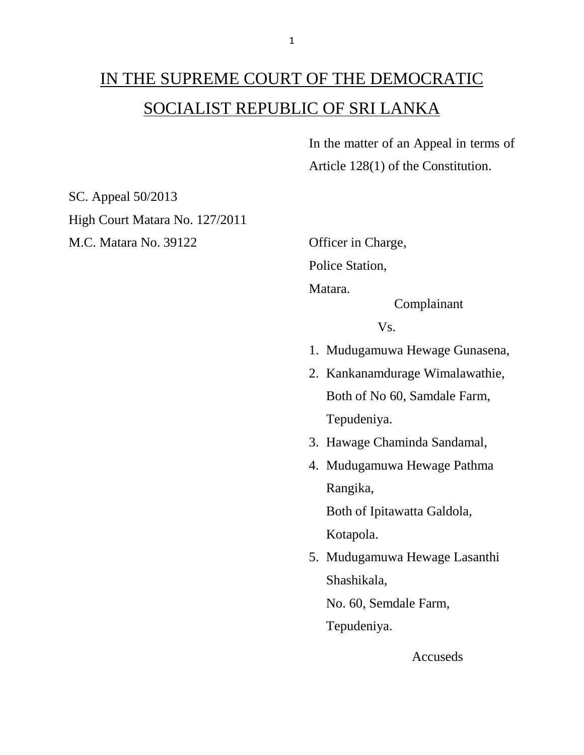# IN THE SUPREME COURT OF THE DEMOCRATIC SOCIALIST REPUBLIC OF SRI LANKA

In the matter of an Appeal in terms of Article 128(1) of the Constitution.

SC. Appeal 50/2013

High Court Matara No. 127/2011

M.C. Matara No. 39122

Officer in Charge,
Police Station,
Matara.

Complainant

Vs.

1. Mudugamuwa Hewage Gunasena,
2. Kankanamdurage Wimalawathie,
   Both of No 60, Samdale Farm,
   Tepudeniya.
3. Hawage Chaminda Sandamal,
4. Mudugamuwa Hewage Pathma Rangika,
   Both of Ipitawatta Galdola,
   Kotapola.
5. Mudugamuwa Hewage Lasanthi Shashikala,
   No. 60, Semdale Farm,
   Tepudeniya.

Accuseds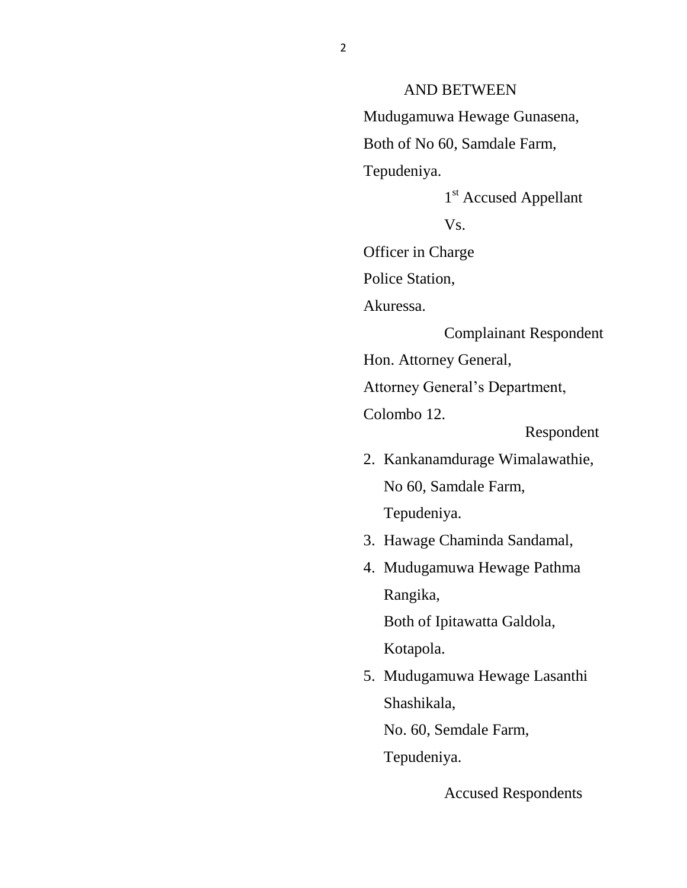AND BETWEEN

Mudugamuwa Hewage Gunasena,
Both of No 60, Samdale Farm,
Tepudeniya.

1st Accused Appellant

Vs.

Officer in Charge
Police Station,
Akuressa.

Complainant Respondent

Hon. Attorney General,
Attorney General's Department,
Colombo 12.

Respondent

2. Kankanamdurage Wimalawathie,
   No 60, Samdale Farm,
   Tepudeniya.
3. Hawage Chaminda Sandamal,
4. Mudugamuwa Hewage Pathma Rangika,
   Both of Ipitawatta Galdola,
   Kotapola.
5. Mudugamuwa Hewage Lasanthi Shashikala,
   No. 60, Semdale Farm,
   Tepudeniya.

Accused Respondents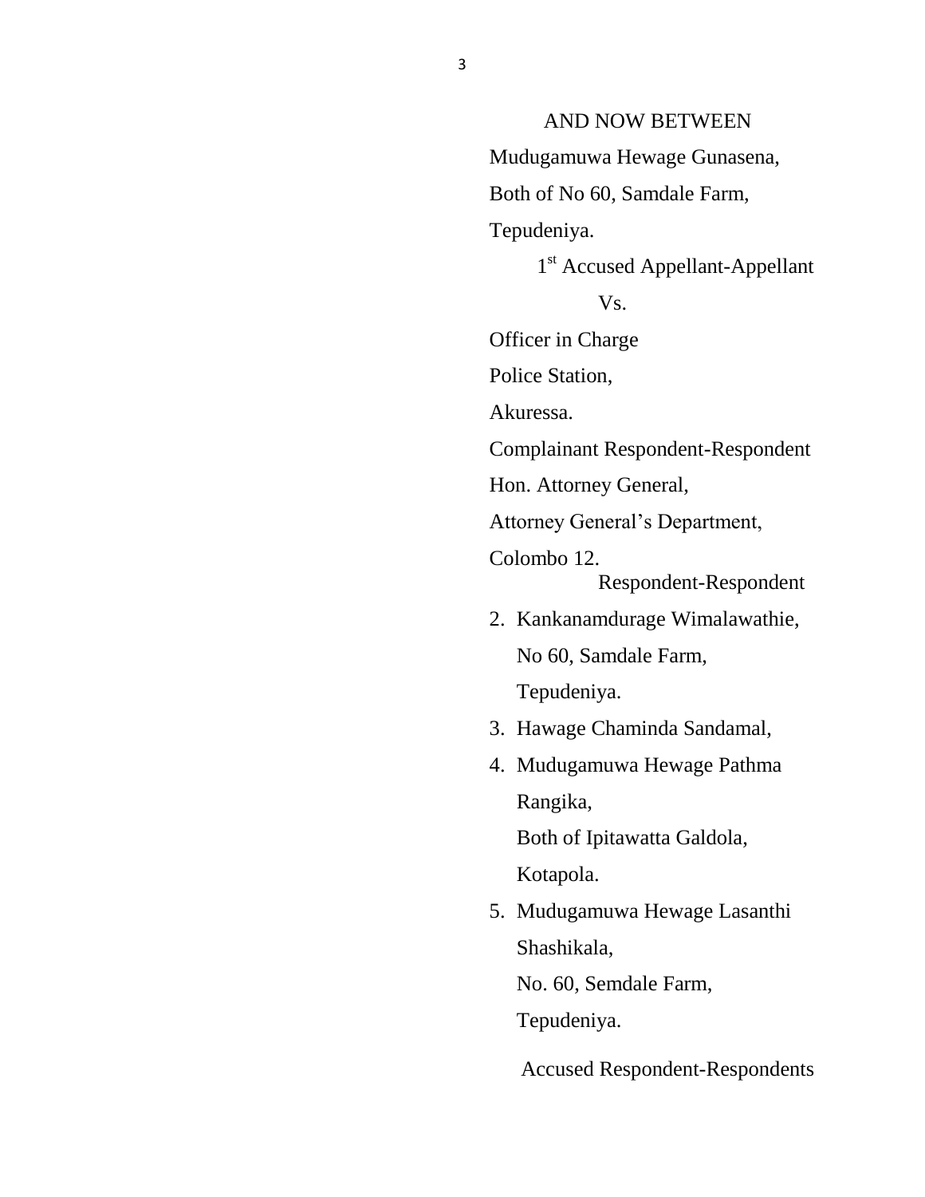AND NOW BETWEEN

Mudugamuwa Hewage Gunasena,

Both of No 60, Samdale Farm,

Tepudeniya.

1st Accused Appellant-Appellant

Vs.

Officer in Charge

Police Station,

Akuressa.

Complainant Respondent-Respondent

Hon. Attorney General,

Attorney General's Department,

Colombo 12.

Respondent-Respondent

2. Kankanamdurage Wimalawathie,
   No 60, Samdale Farm,
   Tepudeniya.
3. Hawage Chaminda Sandamal,
4. Mudugamuwa Hewage Pathma Rangika,
   Both of Ipitawatta Galdola,
   Kotapola.
5. Mudugamuwa Hewage Lasanthi Shashikala,
   No. 60, Semdale Farm,
   Tepudeniya.

Accused Respondent-Respondents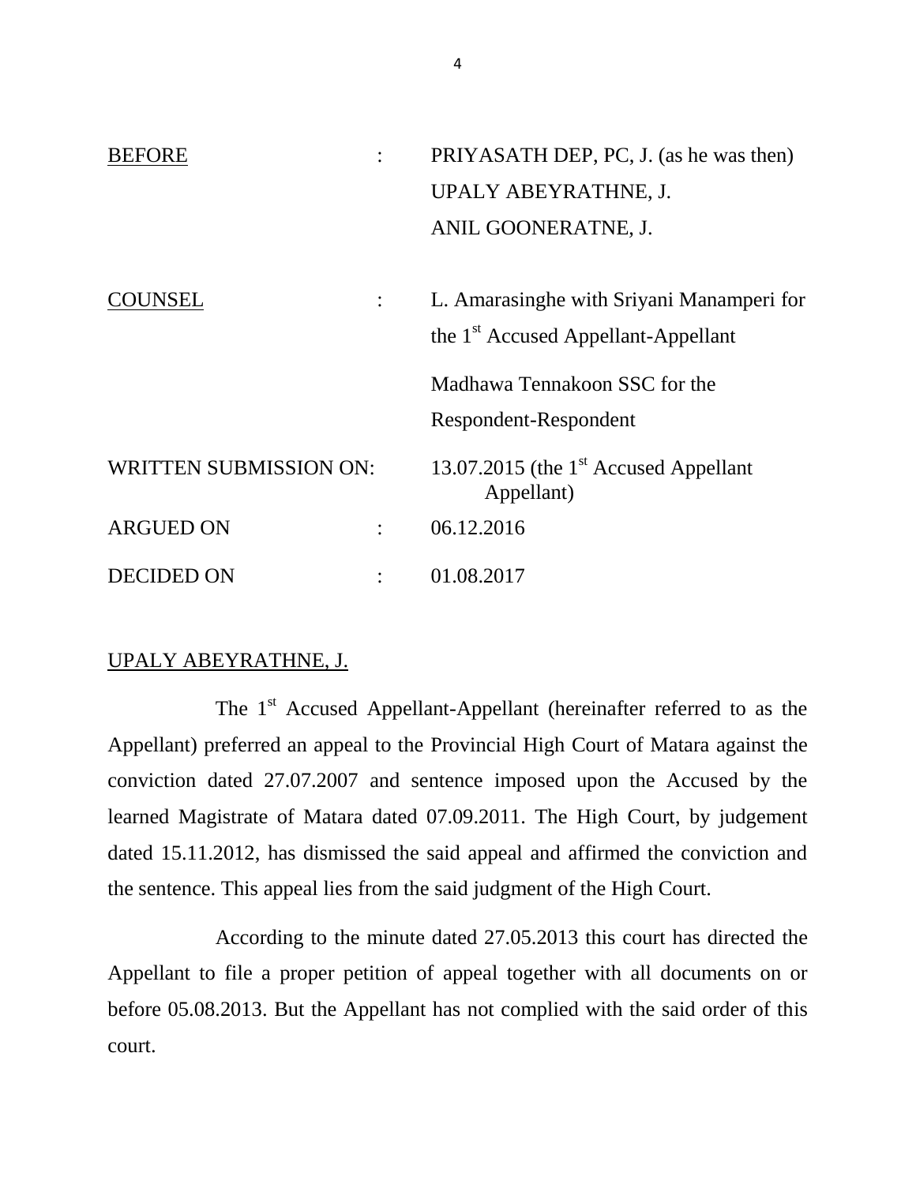BEFORE : PRIYASATH DEP, PC, J. (as he was then)
UPALY ABEYRATHNE, J.
ANIL GOONERATNE, J.

COUNSEL : L. Amarasinghe with Sriyani Manamperi for the 1st Accused Appellant-Appellant

Madhawa Tennakoon SSC for the Respondent-Respondent

WRITTEN SUBMISSION ON: 13.07.2015 (the 1st Accused Appellant Appellant)

ARGUED ON : 06.12.2016

DECIDED ON : 01.08.2017

UPALY ABEYRATHNE, J.

The 1st Accused Appellant-Appellant (hereinafter referred to as the Appellant) preferred an appeal to the Provincial High Court of Matara against the conviction dated 27.07.2007 and sentence imposed upon the Accused by the learned Magistrate of Matara dated 07.09.2011. The High Court, by judgement dated 15.11.2012, has dismissed the said appeal and affirmed the conviction and the sentence. This appeal lies from the said judgment of the High Court.

According to the minute dated 27.05.2013 this court has directed the Appellant to file a proper petition of appeal together with all documents on or before 05.08.2013. But the Appellant has not complied with the said order of this court.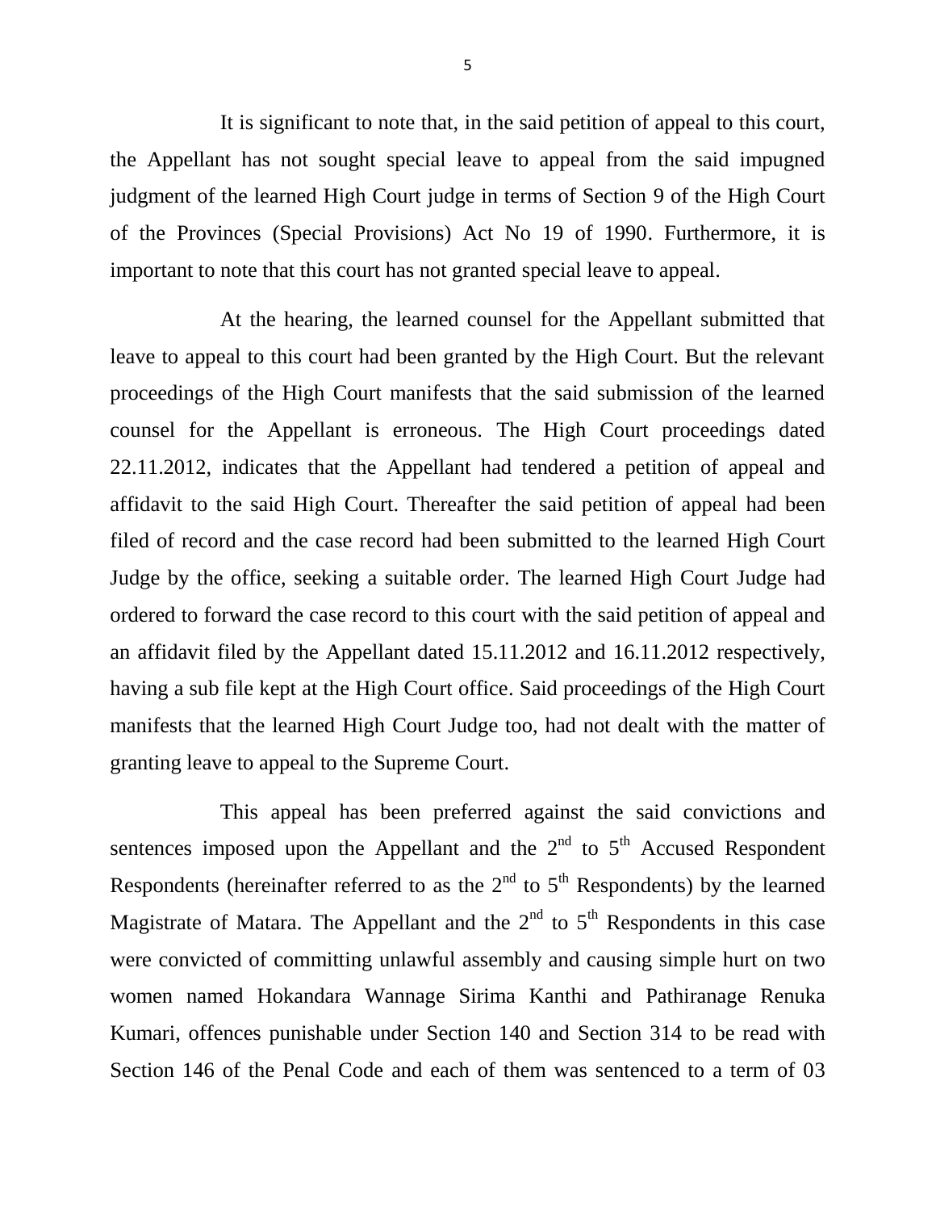It is significant to note that, in the said petition of appeal to this court, the Appellant has not sought special leave to appeal from the said impugned judgment of the learned High Court judge in terms of Section 9 of the High Court of the Provinces (Special Provisions) Act No 19 of 1990. Furthermore, it is important to note that this court has not granted special leave to appeal.

At the hearing, the learned counsel for the Appellant submitted that leave to appeal to this court had been granted by the High Court. But the relevant proceedings of the High Court manifests that the said submission of the learned counsel for the Appellant is erroneous. The High Court proceedings dated 22.11.2012, indicates that the Appellant had tendered a petition of appeal and affidavit to the said High Court. Thereafter the said petition of appeal had been filed of record and the case record had been submitted to the learned High Court Judge by the office, seeking a suitable order. The learned High Court Judge had ordered to forward the case record to this court with the said petition of appeal and an affidavit filed by the Appellant dated 15.11.2012 and 16.11.2012 respectively, having a sub file kept at the High Court office. Said proceedings of the High Court manifests that the learned High Court Judge too, had not dealt with the matter of granting leave to appeal to the Supreme Court.

This appeal has been preferred against the said convictions and sentences imposed upon the Appellant and the 2nd to 5th Accused Respondent Respondents (hereinafter referred to as the 2nd to 5th Respondents) by the learned Magistrate of Matara. The Appellant and the 2nd to 5th Respondents in this case were convicted of committing unlawful assembly and causing simple hurt on two women named Hokandara Wannage Sirima Kanthi and Pathiranage Renuka Kumari, offences punishable under Section 140 and Section 314 to be read with Section 146 of the Penal Code and each of them was sentenced to a term of 03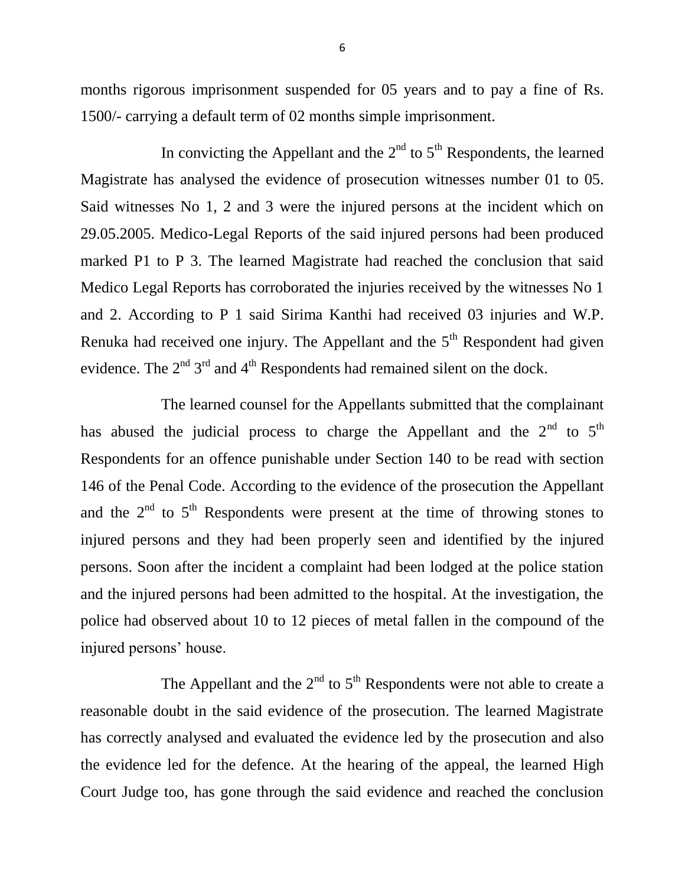months rigorous imprisonment suspended for 05 years and to pay a fine of Rs. 1500/- carrying a default term of 02 months simple imprisonment.

In convicting the Appellant and the 2nd to 5th Respondents, the learned Magistrate has analysed the evidence of prosecution witnesses number 01 to 05. Said witnesses No 1, 2 and 3 were the injured persons at the incident which on 29.05.2005. Medico-Legal Reports of the said injured persons had been produced marked P1 to P 3. The learned Magistrate had reached the conclusion that said Medico Legal Reports has corroborated the injuries received by the witnesses No 1 and 2. According to P 1 said Sirima Kanthi had received 03 injuries and W.P. Renuka had received one injury. The Appellant and the 5th Respondent had given evidence. The 2nd 3rd and 4th Respondents had remained silent on the dock.

The learned counsel for the Appellants submitted that the complainant has abused the judicial process to charge the Appellant and the 2nd to 5th Respondents for an offence punishable under Section 140 to be read with section 146 of the Penal Code. According to the evidence of the prosecution the Appellant and the 2nd to 5th Respondents were present at the time of throwing stones to injured persons and they had been properly seen and identified by the injured persons. Soon after the incident a complaint had been lodged at the police station and the injured persons had been admitted to the hospital. At the investigation, the police had observed about 10 to 12 pieces of metal fallen in the compound of the injured persons' house.

The Appellant and the 2nd to 5th Respondents were not able to create a reasonable doubt in the said evidence of the prosecution. The learned Magistrate has correctly analysed and evaluated the evidence led by the prosecution and also the evidence led for the defence. At the hearing of the appeal, the learned High Court Judge too, has gone through the said evidence and reached the conclusion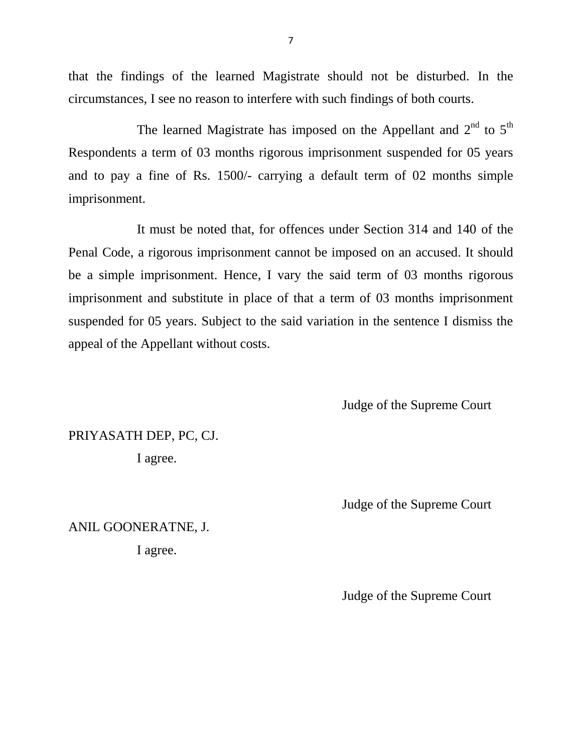that the findings of the learned Magistrate should not be disturbed. In the circumstances, I see no reason to interfere with such findings of both courts.

The learned Magistrate has imposed on the Appellant and 2nd to 5th Respondents a term of 03 months rigorous imprisonment suspended for 05 years and to pay a fine of Rs. 1500/- carrying a default term of 02 months simple imprisonment.

It must be noted that, for offences under Section 314 and 140 of the Penal Code, a rigorous imprisonment cannot be imposed on an accused. It should be a simple imprisonment. Hence, I vary the said term of 03 months rigorous imprisonment and substitute in place of that a term of 03 months imprisonment suspended for 05 years. Subject to the said variation in the sentence I dismiss the appeal of the Appellant without costs.

Judge of the Supreme Court

PRIYASATH DEP, PC, CJ.

I agree.

Judge of the Supreme Court

ANIL GOONERATNE, J.

I agree.

Judge of the Supreme Court